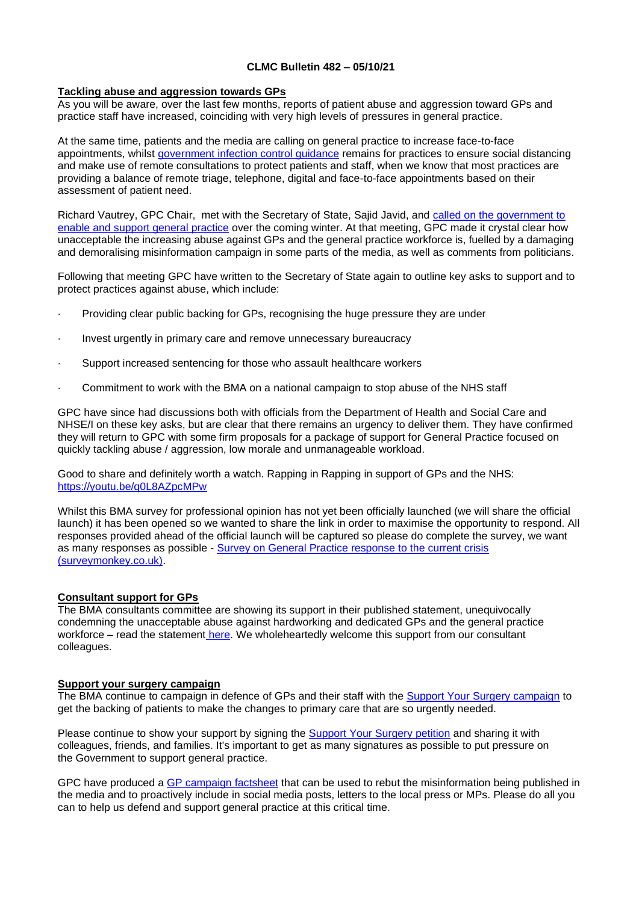**CLMC Bulletin 482 – 05/10/21**

## Tackling abuse and aggression towards GPs

As you will be aware, over the last few months, reports of patient abuse and aggression toward GPs and practice staff have increased, coinciding with very high levels of pressures in general practice.

At the same time, patients and the media are calling on general practice to increase face-to-face appointments, whilst [government infection control guidance] remains for practices to ensure social distancing and make use of remote consultations to protect patients and staff, when we know that most practices are providing a balance of remote triage, telephone, digital and face-to-face appointments based on their assessment of patient need.

Richard Vautrey, GPC Chair, met with the Secretary of State, Sajid Javid, and [called on the government to enable and support general practice] over the coming winter. At that meeting, GPC made it crystal clear how unacceptable the increasing abuse against GPs and the general practice workforce is, fuelled by a damaging and demoralising misinformation campaign in some parts of the media, as well as comments from politicians.

Following that meeting GPC have written to the Secretary of State again to outline key asks to support and to protect practices against abuse, which include:

- Providing clear public backing for GPs, recognising the huge pressure they are under
- Invest urgently in primary care and remove unnecessary bureaucracy
- Support increased sentencing for those who assault healthcare workers
- Commitment to work with the BMA on a national campaign to stop abuse of the NHS staff

GPC have since had discussions both with officials from the Department of Health and Social Care and NHSE/I on these key asks, but are clear that there remains an urgency to deliver them. They have confirmed they will return to GPC with some firm proposals for a package of support for General Practice focused on quickly tackling abuse / aggression, low morale and unmanageable workload.

Good to share and definitely worth a watch. Rapping in Rapping in support of GPs and the NHS: https://youtu.be/q0L8AZpcMPw

Whilst this BMA survey for professional opinion has not yet been officially launched (we will share the official launch) it has been opened so we wanted to share the link in order to maximise the opportunity to respond. All responses provided ahead of the official launch will be captured so please do complete the survey, we want as many responses as possible - [Survey on General Practice response to the current crisis (surveymonkey.co.uk)].

## Consultant support for GPs

The BMA consultants committee are showing its support in their published statement, unequivocally condemning the unacceptable abuse against hardworking and dedicated GPs and the general practice workforce – read the statement [here]. We wholeheartedly welcome this support from our consultant colleagues.

## Support your surgery campaign

The BMA continue to campaign in defence of GPs and their staff with the [Support Your Surgery campaign] to get the backing of patients to make the changes to primary care that are so urgently needed.

Please continue to show your support by signing the [Support Your Surgery petition] and sharing it with colleagues, friends, and families. It's important to get as many signatures as possible to put pressure on the Government to support general practice.

GPC have produced a [GP campaign factsheet] that can be used to rebut the misinformation being published in the media and to proactively include in social media posts, letters to the local press or MPs. Please do all you can to help us defend and support general practice at this critical time.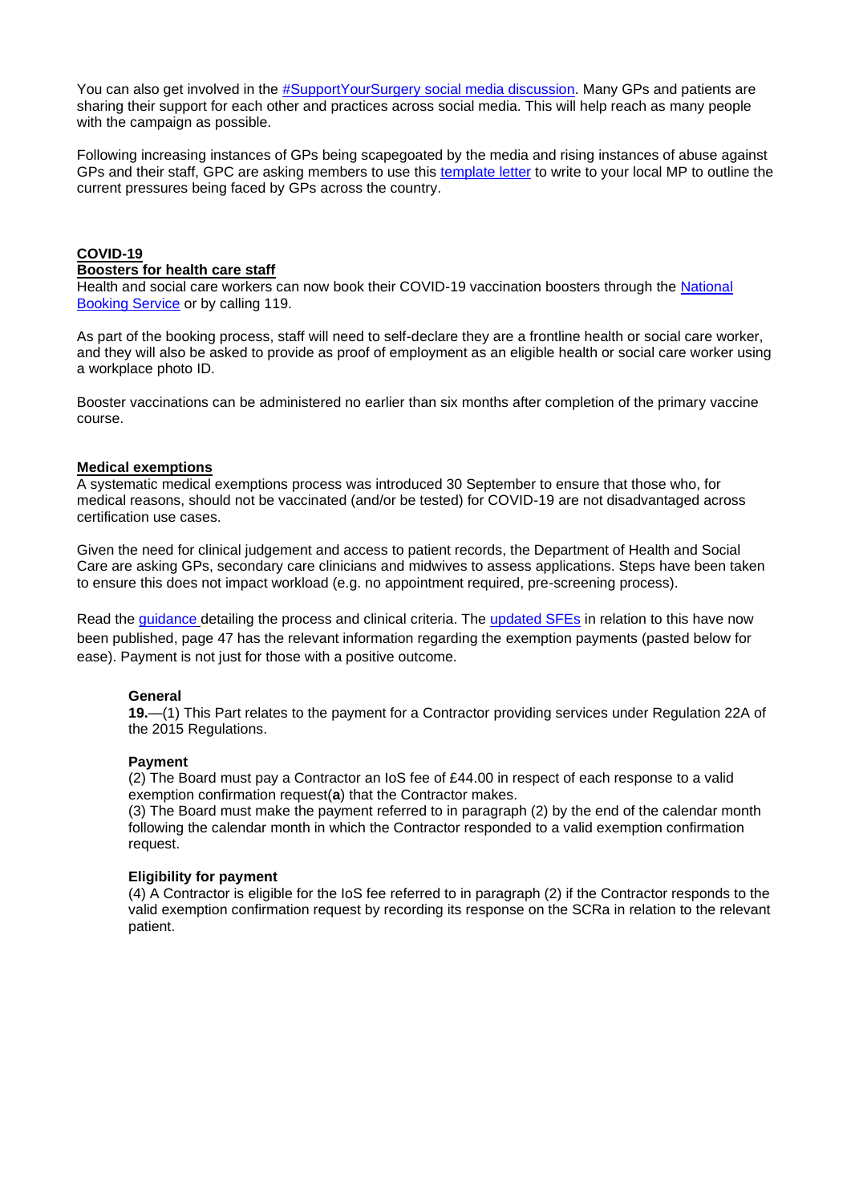You can also get involved in the #SupportYourSurgery social media discussion. Many GPs and patients are sharing their support for each other and practices across social media. This will help reach as many people with the campaign as possible.

Following increasing instances of GPs being scapegoated by the media and rising instances of abuse against GPs and their staff, GPC are asking members to use this template letter to write to your local MP to outline the current pressures being faced by GPs across the country.

## COVID-19

### Boosters for health care staff

Health and social care workers can now book their COVID-19 vaccination boosters through the National Booking Service or by calling 119.

As part of the booking process, staff will need to self-declare they are a frontline health or social care worker, and they will also be asked to provide as proof of employment as an eligible health or social care worker using a workplace photo ID.

Booster vaccinations can be administered no earlier than six months after completion of the primary vaccine course.

### Medical exemptions

A systematic medical exemptions process was introduced 30 September to ensure that those who, for medical reasons, should not be vaccinated (and/or be tested) for COVID-19 are not disadvantaged across certification use cases.

Given the need for clinical judgement and access to patient records, the Department of Health and Social Care are asking GPs, secondary care clinicians and midwives to assess applications. Steps have been taken to ensure this does not impact workload (e.g. no appointment required, pre-screening process).

Read the guidance detailing the process and clinical criteria. The updated SFEs in relation to this have now been published, page 47 has the relevant information regarding the exemption payments (pasted below for ease). Payment is not just for those with a positive outcome.

> **General**
>
> **19.**—(1) This Part relates to the payment for a Contractor providing services under Regulation 22A of the 2015 Regulations.
>
> **Payment**
>
> (2) The Board must pay a Contractor an IoS fee of £44.00 in respect of each response to a valid exemption confirmation request(**a**) that the Contractor makes.
> (3) The Board must make the payment referred to in paragraph (2) by the end of the calendar month following the calendar month in which the Contractor responded to a valid exemption confirmation request.
>
> **Eligibility for payment**
>
> (4) A Contractor is eligible for the IoS fee referred to in paragraph (2) if the Contractor responds to the valid exemption confirmation request by recording its response on the SCRa in relation to the relevant patient.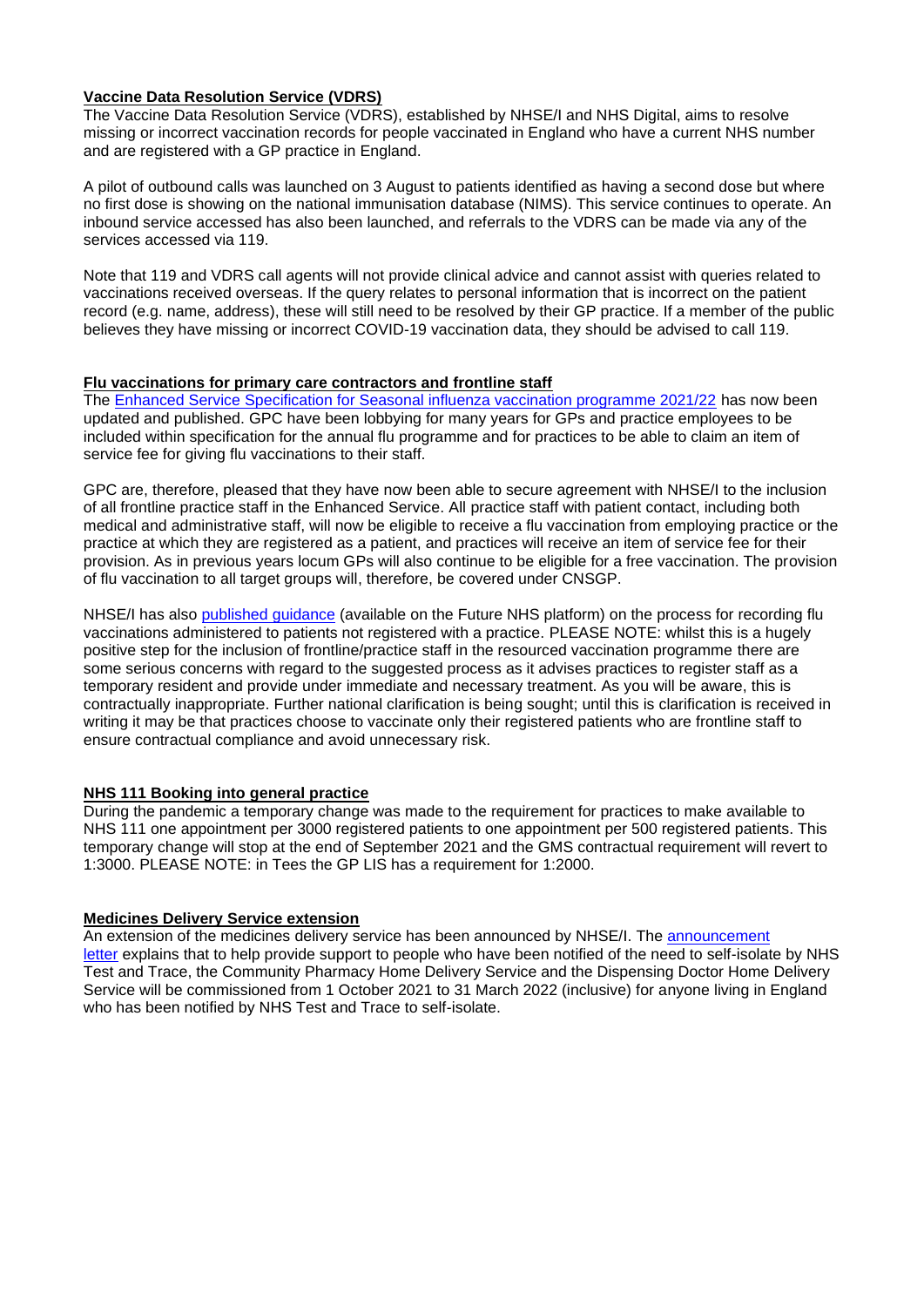## **Vaccine Data Resolution Service (VDRS)**

The Vaccine Data Resolution Service (VDRS), established by NHSE/I and NHS Digital, aims to resolve missing or incorrect vaccination records for people vaccinated in England who have a current NHS number and are registered with a GP practice in England.

A pilot of outbound calls was launched on 3 August to patients identified as having a second dose but where no first dose is showing on the national immunisation database (NIMS). This service continues to operate. An inbound service accessed has also been launched, and referrals to the VDRS can be made via any of the services accessed via 119.

Note that 119 and VDRS call agents will not provide clinical advice and cannot assist with queries related to vaccinations received overseas. If the query relates to personal information that is incorrect on the patient record (e.g. name, address), these will still need to be resolved by their GP practice. If a member of the public believes they have missing or incorrect COVID-19 vaccination data, they should be advised to call 119.

## **Flu vaccinations for primary care contractors and frontline staff**

The [Enhanced Service Specification for Seasonal influenza vaccination programme 2021/22](#) has now been updated and published. GPC have been lobbying for many years for GPs and practice employees to be included within specification for the annual flu programme and for practices to be able to claim an item of service fee for giving flu vaccinations to their staff.

GPC are, therefore, pleased that they have now been able to secure agreement with NHSE/I to the inclusion of all frontline practice staff in the Enhanced Service. All practice staff with patient contact, including both medical and administrative staff, will now be eligible to receive a flu vaccination from employing practice or the practice at which they are registered as a patient, and practices will receive an item of service fee for their provision. As in previous years locum GPs will also continue to be eligible for a free vaccination. The provision of flu vaccination to all target groups will, therefore, be covered under CNSGP.

NHSE/I has also [published guidance](#) (available on the Future NHS platform) on the process for recording flu vaccinations administered to patients not registered with a practice. PLEASE NOTE: whilst this is a hugely positive step for the inclusion of frontline/practice staff in the resourced vaccination programme there are some serious concerns with regard to the suggested process as it advises practices to register staff as a temporary resident and provide under immediate and necessary treatment. As you will be aware, this is contractually inappropriate. Further national clarification is being sought; until this is clarification is received in writing it may be that practices choose to vaccinate only their registered patients who are frontline staff to ensure contractual compliance and avoid unnecessary risk.

## **NHS 111 Booking into general practice**

During the pandemic a temporary change was made to the requirement for practices to make available to NHS 111 one appointment per 3000 registered patients to one appointment per 500 registered patients. This temporary change will stop at the end of September 2021 and the GMS contractual requirement will revert to 1:3000. PLEASE NOTE: in Tees the GP LIS has a requirement for 1:2000.

## **Medicines Delivery Service extension**

An extension of the medicines delivery service has been announced by NHSE/I. The [announcement letter](#) explains that to help provide support to people who have been notified of the need to self-isolate by NHS Test and Trace, the Community Pharmacy Home Delivery Service and the Dispensing Doctor Home Delivery Service will be commissioned from 1 October 2021 to 31 March 2022 (inclusive) for anyone living in England who has been notified by NHS Test and Trace to self-isolate.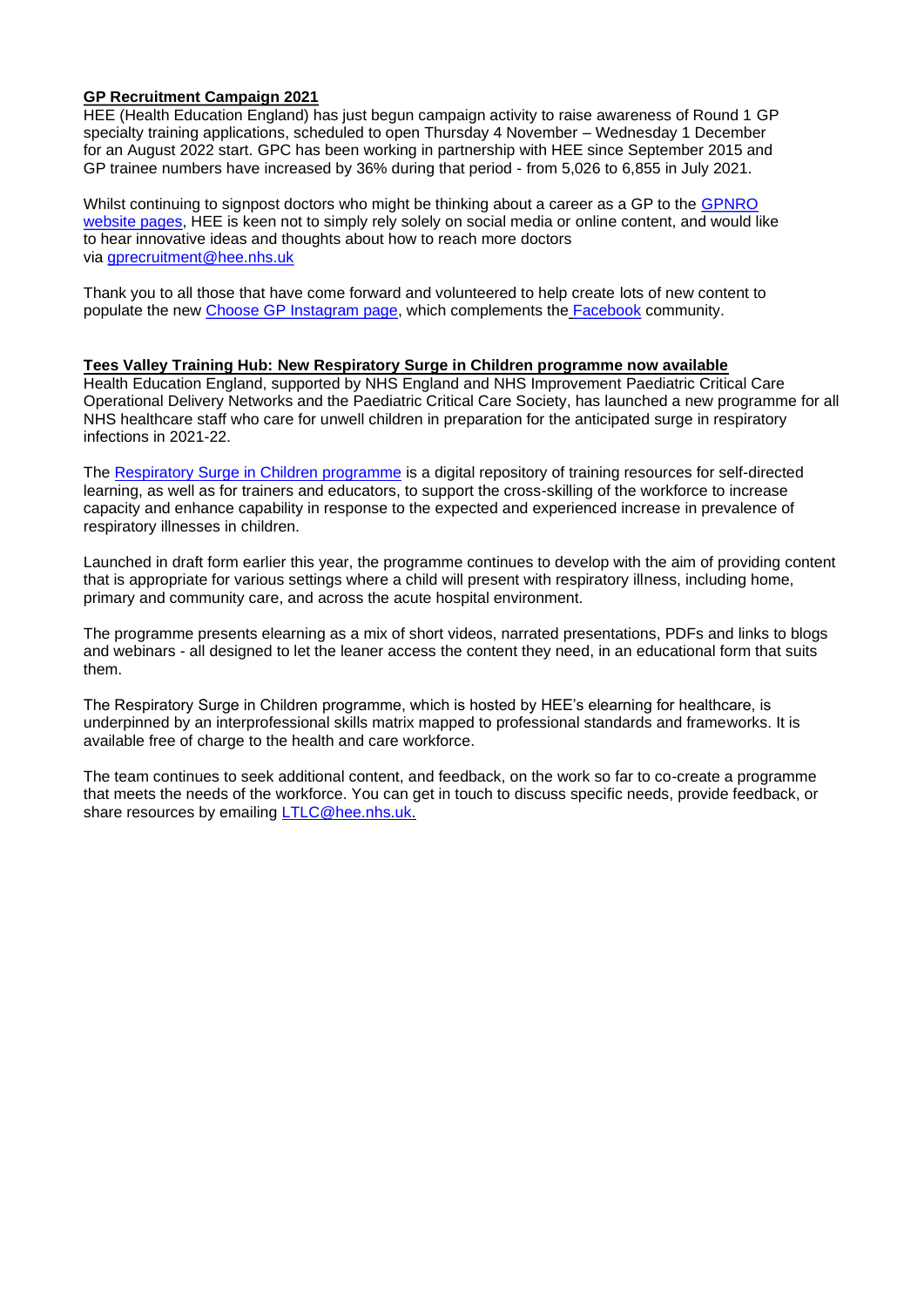**GP Recruitment Campaign 2021**

HEE (Health Education England) has just begun campaign activity to raise awareness of Round 1 GP specialty training applications, scheduled to open Thursday 4 November – Wednesday 1 December for an August 2022 start. GPC has been working in partnership with HEE since September 2015 and GP trainee numbers have increased by 36% during that period - from 5,026 to 6,855 in July 2021.

Whilst continuing to signpost doctors who might be thinking about a career as a GP to the GPNRO website pages, HEE is keen not to simply rely solely on social media or online content, and would like to hear innovative ideas and thoughts about how to reach more doctors via gprecruitment@hee.nhs.uk

Thank you to all those that have come forward and volunteered to help create lots of new content to populate the new Choose GP Instagram page, which complements the Facebook community.

**Tees Valley Training Hub: New Respiratory Surge in Children programme now available**

Health Education England, supported by NHS England and NHS Improvement Paediatric Critical Care Operational Delivery Networks and the Paediatric Critical Care Society, has launched a new programme for all NHS healthcare staff who care for unwell children in preparation for the anticipated surge in respiratory infections in 2021-22.

The Respiratory Surge in Children programme is a digital repository of training resources for self-directed learning, as well as for trainers and educators, to support the cross-skilling of the workforce to increase capacity and enhance capability in response to the expected and experienced increase in prevalence of respiratory illnesses in children.

Launched in draft form earlier this year, the programme continues to develop with the aim of providing content that is appropriate for various settings where a child will present with respiratory illness, including home, primary and community care, and across the acute hospital environment.

The programme presents elearning as a mix of short videos, narrated presentations, PDFs and links to blogs and webinars - all designed to let the leaner access the content they need, in an educational form that suits them.

The Respiratory Surge in Children programme, which is hosted by HEE's elearning for healthcare, is underpinned by an interprofessional skills matrix mapped to professional standards and frameworks. It is available free of charge to the health and care workforce.

The team continues to seek additional content, and feedback, on the work so far to co-create a programme that meets the needs of the workforce. You can get in touch to discuss specific needs, provide feedback, or share resources by emailing LTLC@hee.nhs.uk.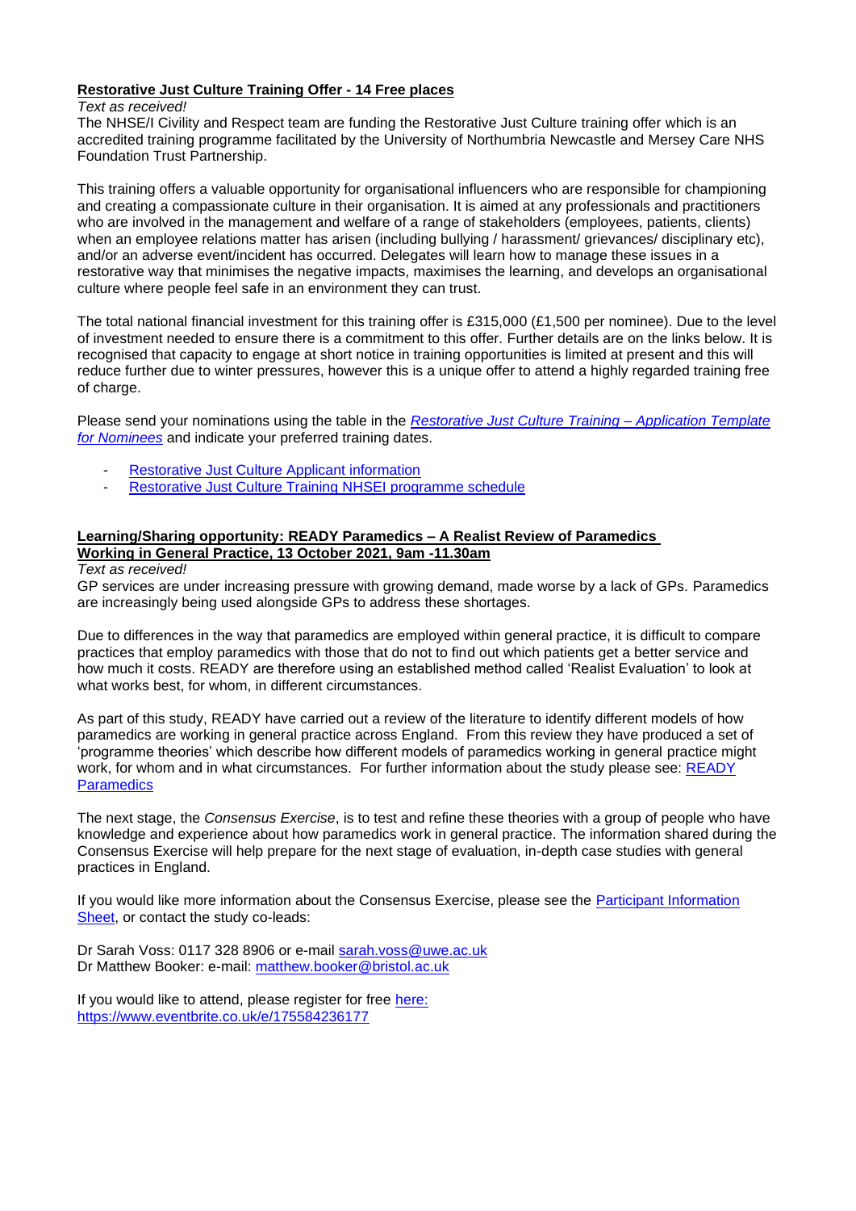**Restorative Just Culture Training Offer - 14 Free places**

*Text as received!*

The NHSE/I Civility and Respect team are funding the Restorative Just Culture training offer which is an accredited training programme facilitated by the University of Northumbria Newcastle and Mersey Care NHS Foundation Trust Partnership.

This training offers a valuable opportunity for organisational influencers who are responsible for championing and creating a compassionate culture in their organisation. It is aimed at any professionals and practitioners who are involved in the management and welfare of a range of stakeholders (employees, patients, clients) when an employee relations matter has arisen (including bullying / harassment/ grievances/ disciplinary etc), and/or an adverse event/incident has occurred. Delegates will learn how to manage these issues in a restorative way that minimises the negative impacts, maximises the learning, and develops an organisational culture where people feel safe in an environment they can trust.

The total national financial investment for this training offer is £315,000 (£1,500 per nominee). Due to the level of investment needed to ensure there is a commitment to this offer. Further details are on the links below. It is recognised that capacity to engage at short notice in training opportunities is limited at present and this will reduce further due to winter pressures, however this is a unique offer to attend a highly regarded training free of charge.

Please send your nominations using the table in the *Restorative Just Culture Training – Application Template for Nominees* and indicate your preferred training dates.

- Restorative Just Culture Applicant information
- Restorative Just Culture Training NHSEI programme schedule

**Learning/Sharing opportunity: READY Paramedics – A Realist Review of Paramedics Working in General Practice, 13 October 2021, 9am -11.30am**

*Text as received!*

GP services are under increasing pressure with growing demand, made worse by a lack of GPs. Paramedics are increasingly being used alongside GPs to address these shortages.

Due to differences in the way that paramedics are employed within general practice, it is difficult to compare practices that employ paramedics with those that do not to find out which patients get a better service and how much it costs. READY are therefore using an established method called 'Realist Evaluation' to look at what works best, for whom, in different circumstances.

As part of this study, READY have carried out a review of the literature to identify different models of how paramedics are working in general practice across England. From this review they have produced a set of 'programme theories' which describe how different models of paramedics working in general practice might work, for whom and in what circumstances. For further information about the study please see: READY Paramedics

The next stage, the *Consensus Exercise*, is to test and refine these theories with a group of people who have knowledge and experience about how paramedics work in general practice. The information shared during the Consensus Exercise will help prepare for the next stage of evaluation, in-depth case studies with general practices in England.

If you would like more information about the Consensus Exercise, please see the Participant Information Sheet, or contact the study co-leads:

Dr Sarah Voss: 0117 328 8906 or e-mail sarah.voss@uwe.ac.uk
Dr Matthew Booker: e-mail: matthew.booker@bristol.ac.uk

If you would like to attend, please register for free here: https://www.eventbrite.co.uk/e/175584236177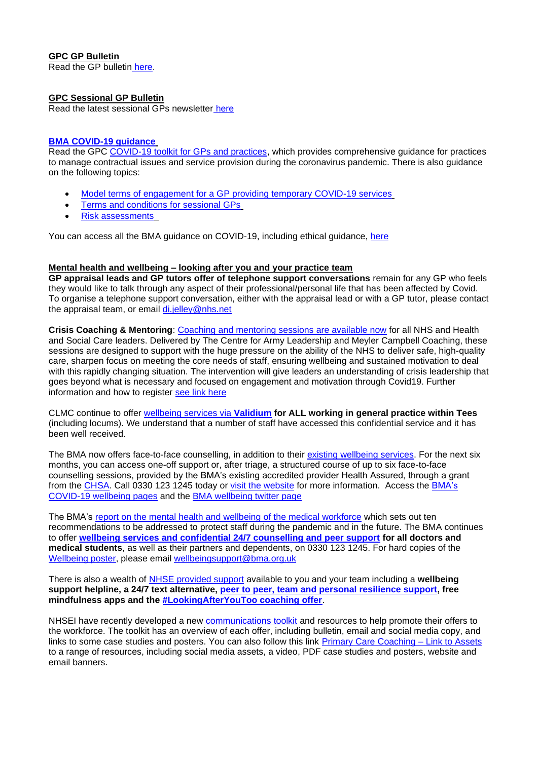**GPC GP Bulletin**

Read the GP bulletin here.

**GPC Sessional GP Bulletin**

Read the latest sessional GPs newsletter here

**BMA COVID-19 guidance**

Read the GPC COVID-19 toolkit for GPs and practices, which provides comprehensive guidance for practices to manage contractual issues and service provision during the coronavirus pandemic. There is also guidance on the following topics:

- Model terms of engagement for a GP providing temporary COVID-19 services
- Terms and conditions for sessional GPs
- Risk assessments

You can access all the BMA guidance on COVID-19, including ethical guidance, here

**Mental health and wellbeing – looking after you and your practice team**

**GP appraisal leads and GP tutors offer of telephone support conversations** remain for any GP who feels they would like to talk through any aspect of their professional/personal life that has been affected by Covid. To organise a telephone support conversation, either with the appraisal lead or with a GP tutor, please contact the appraisal team, or email di.jelley@nhs.net

**Crisis Coaching & Mentoring**: Coaching and mentoring sessions are available now for all NHS and Health and Social Care leaders. Delivered by The Centre for Army Leadership and Meyler Campbell Coaching, these sessions are designed to support with the huge pressure on the ability of the NHS to deliver safe, high-quality care, sharpen focus on meeting the core needs of staff, ensuring wellbeing and sustained motivation to deal with this rapidly changing situation. The intervention will give leaders an understanding of crisis leadership that goes beyond what is necessary and focused on engagement and motivation through Covid19. Further information and how to register see link here

CLMC continue to offer wellbeing services via **Validium** **for ALL working in general practice within Tees** (including locums). We understand that a number of staff have accessed this confidential service and it has been well received.

The BMA now offers face-to-face counselling, in addition to their existing wellbeing services. For the next six months, you can access one-off support or, after triage, a structured course of up to six face-to-face counselling sessions, provided by the BMA's existing accredited provider Health Assured, through a grant from the CHSA. Call 0330 123 1245 today or visit the website for more information. Access the BMA's COVID-19 wellbeing pages and the BMA wellbeing twitter page

The BMA's report on the mental health and wellbeing of the medical workforce which sets out ten recommendations to be addressed to protect staff during the pandemic and in the future. The BMA continues to offer **wellbeing services and confidential 24/7 counselling and peer support** **for all doctors and medical students**, as well as their partners and dependents, on 0330 123 1245. For hard copies of the Wellbeing poster, please email wellbeingsupport@bma.org.uk

There is also a wealth of NHSE provided support available to you and your team including a **wellbeing support helpline, a 24/7 text alternative, peer to peer, team and personal resilience support, free mindfulness apps and the #LookingAfterYouToo coaching offer**.

NHSEI have recently developed a new communications toolkit and resources to help promote their offers to the workforce. The toolkit has an overview of each offer, including bulletin, email and social media copy, and links to some case studies and posters. You can also follow this link Primary Care Coaching – Link to Assets to a range of resources, including social media assets, a video, PDF case studies and posters, website and email banners.